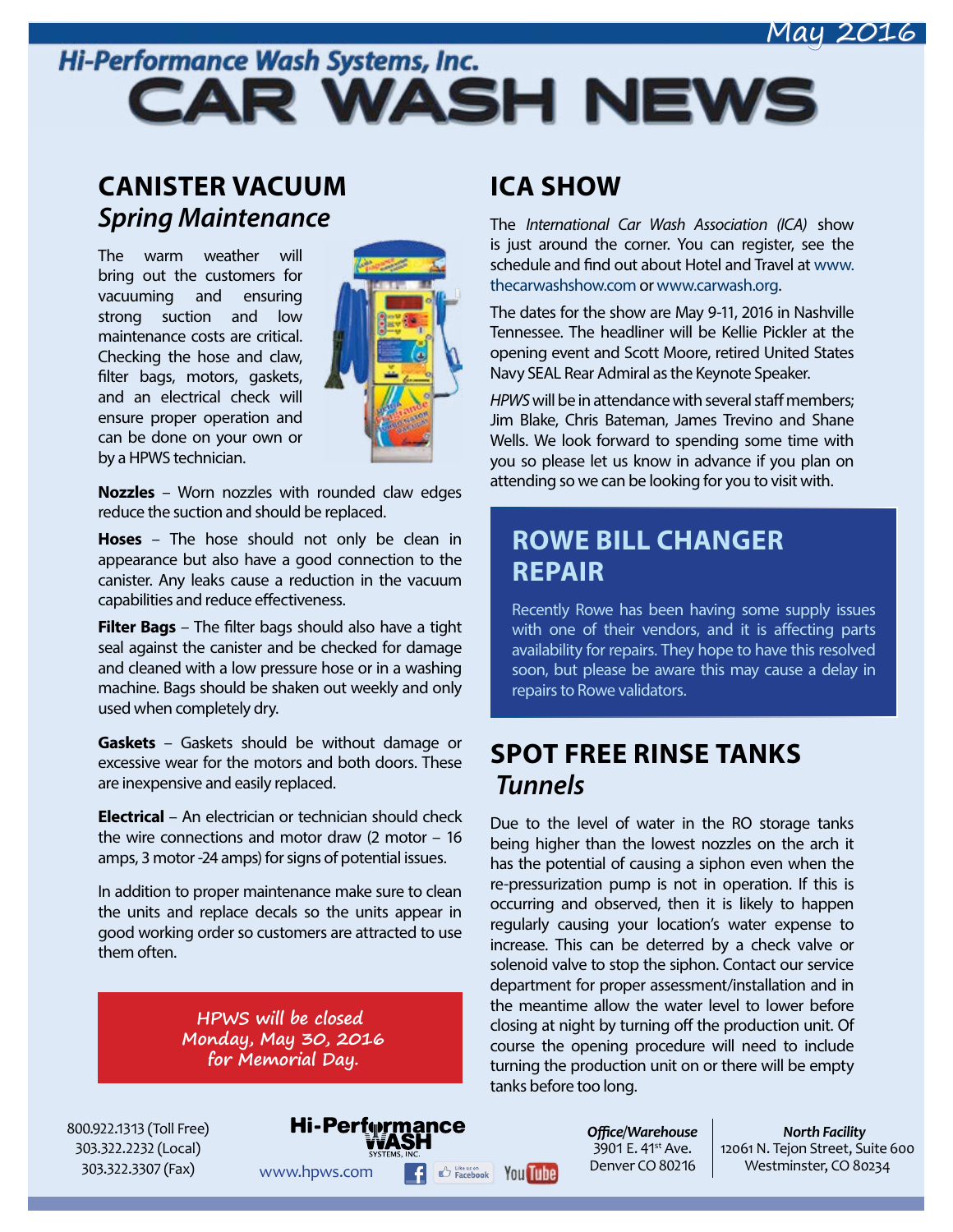May 2016

Hi-Performance Wash Systems, Inc.

# CAR WASH NEWS

## CANISTER VACUUM
### *Spring Maintenance*

The warm weather will bring out the customers for vacuuming and ensuring strong suction and low maintenance costs are critical. Checking the hose and claw, filter bags, motors, gaskets, and an electrical check will ensure proper operation and can be done on your own or by a HPWS technician.

**Nozzles** – Worn nozzles with rounded claw edges reduce the suction and should be replaced.

**Hoses** – The hose should not only be clean in appearance but also have a good connection to the canister. Any leaks cause a reduction in the vacuum capabilities and reduce effectiveness.

**Filter Bags** – The filter bags should also have a tight seal against the canister and be checked for damage and cleaned with a low pressure hose or in a washing machine. Bags should be shaken out weekly and only used when completely dry.

**Gaskets** – Gaskets should be without damage or excessive wear for the motors and both doors. These are inexpensive and easily replaced.

**Electrical** – An electrician or technician should check the wire connections and motor draw (2 motor – 16 amps, 3 motor -24 amps) for signs of potential issues.

In addition to proper maintenance make sure to clean the units and replace decals so the units appear in good working order so customers are attracted to use them often.

*HPWS will be closed Monday, May 30, 2016 for Memorial Day.*

## ICA SHOW

The *International Car Wash Association (ICA)* show is just around the corner. You can register, see the schedule and find out about Hotel and Travel at www.thecarwashshow.com or www.carwash.org.

The dates for the show are May 9-11, 2016 in Nashville Tennessee. The headliner will be Kellie Pickler at the opening event and Scott Moore, retired United States Navy SEAL Rear Admiral as the Keynote Speaker.

*HPWS* will be in attendance with several staff members; Jim Blake, Chris Bateman, James Trevino and Shane Wells. We look forward to spending some time with you so please let us know in advance if you plan on attending so we can be looking for you to visit with.

## ROWE BILL CHANGER REPAIR

Recently Rowe has been having some supply issues with one of their vendors, and it is affecting parts availability for repairs. They hope to have this resolved soon, but please be aware this may cause a delay in repairs to Rowe validators.

## SPOT FREE RINSE TANKS
### *Tunnels*

Due to the level of water in the RO storage tanks being higher than the lowest nozzles on the arch it has the potential of causing a siphon even when the re-pressurization pump is not in operation. If this is occurring and observed, then it is likely to happen regularly causing your location's water expense to increase. This can be deterred by a check valve or solenoid valve to stop the siphon. Contact our service department for proper assessment/installation and in the meantime allow the water level to lower before closing at night by turning off the production unit. Of course the opening procedure will need to include turning the production unit on or there will be empty tanks before too long.

800.922.1313 (Toll Free)
303.322.2232 (Local)
303.322.3307 (Fax)

Hi-Performance WASH SYSTEMS, INC.
www.hpws.com

*Office/Warehouse*
3901 E. 41st Ave.
Denver CO 80216

*North Facility*
12061 N. Tejon Street, Suite 600
Westminster, CO 80234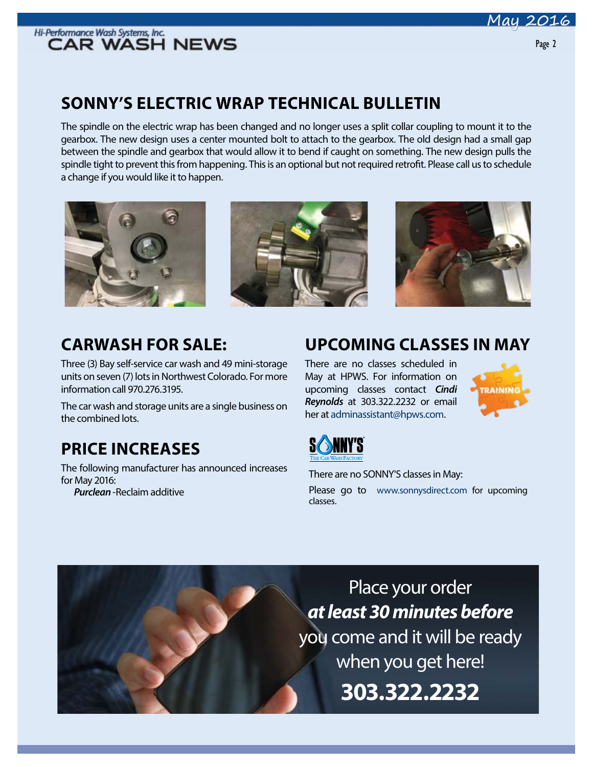## SONNY'S ELECTRIC WRAP TECHNICAL BULLETIN

The spindle on the electric wrap has been changed and no longer uses a split collar coupling to mount it to the gearbox. The new design uses a center mounted bolt to attach to the gearbox. The old design had a small gap between the spindle and gearbox that would allow it to bend if caught on something. The new design pulls the spindle tight to prevent this from happening. This is an optional but not required retrofit. Please call us to schedule a change if you would like it to happen.

## CARWASH FOR SALE:

Three (3) Bay self-service car wash and 49 mini-storage units on seven (7) lots in Northwest Colorado. For more information call 970.276.3195.

The car wash and storage units are a single business on the combined lots.

## PRICE INCREASES

The following manufacturer has announced increases for May 2016:

***Purclean*** -Reclaim additive

## UPCOMING CLASSES IN MAY

There are no classes scheduled in May at HPWS. For information on upcoming classes contact ***Cindi Reynolds*** at 303.322.2232 or email her at adminassistant@hpws.com.

There are no SONNY'S classes in May:

Please go to www.sonnysdirect.com for upcoming classes.

Place your order ***at least 30 minutes before*** you come and it will be ready when you get here!

**303.322.2232**